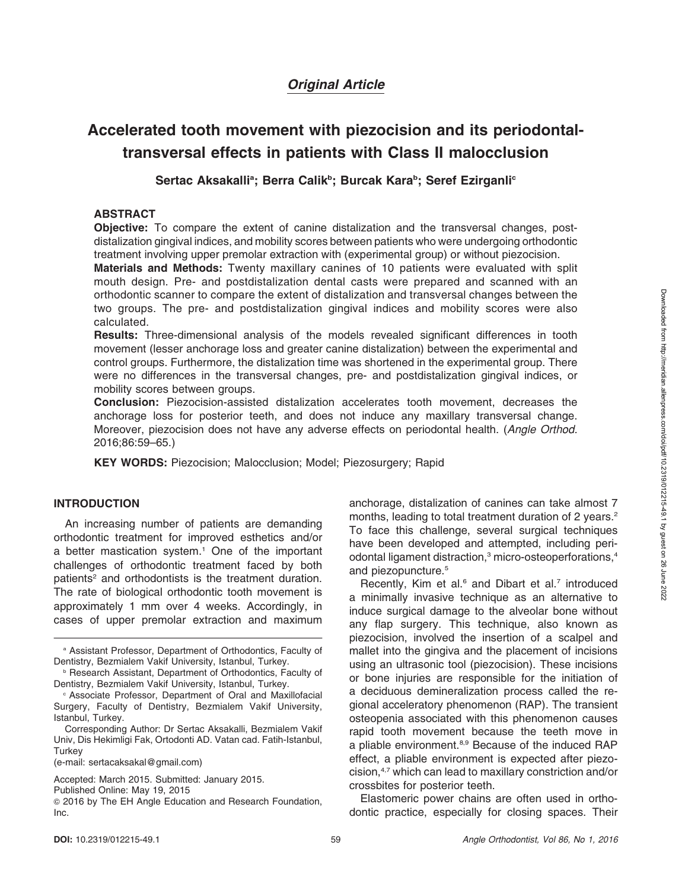*Original Article*

# Accelerated tooth movement with piezocision and its periodontal-transversal effects in patients with Class II malocclusion

**Sertac Aksakalli[a]; Berra Calik[b]; Burcak Kara[b]; Seref Ezirganli[c]**

## ABSTRACT

**Objective:** To compare the extent of canine distalization and the transversal changes, post-distalization gingival indices, and mobility scores between patients who were undergoing orthodontic treatment involving upper premolar extraction with (experimental group) or without piezocision.

**Materials and Methods:** Twenty maxillary canines of 10 patients were evaluated with split mouth design. Pre- and postdistalization dental casts were prepared and scanned with an orthodontic scanner to compare the extent of distalization and transversal changes between the two groups. The pre- and postdistalization gingival indices and mobility scores were also calculated.

**Results:** Three-dimensional analysis of the models revealed significant differences in tooth movement (lesser anchorage loss and greater canine distalization) between the experimental and control groups. Furthermore, the distalization time was shortened in the experimental group. There were no differences in the transversal changes, pre- and postdistalization gingival indices, or mobility scores between groups.

**Conclusion:** Piezocision-assisted distalization accelerates tooth movement, decreases the anchorage loss for posterior teeth, and does not induce any maxillary transversal change. Moreover, piezocision does not have any adverse effects on periodontal health. (*Angle Orthod*. 2016;86:59–65.)

**KEY WORDS:** Piezocision; Malocclusion; Model; Piezosurgery; Rapid

## INTRODUCTION

An increasing number of patients are demanding orthodontic treatment for improved esthetics and/or a better mastication system.[1] One of the important challenges of orthodontic treatment faced by both patients[2] and orthodontists is the treatment duration. The rate of biological orthodontic tooth movement is approximately 1 mm over 4 weeks. Accordingly, in cases of upper premolar extraction and maximum anchorage, distalization of canines can take almost 7 months, leading to total treatment duration of 2 years.[2] To face this challenge, several surgical techniques have been developed and attempted, including periodontal ligament distraction,[3] micro-osteoperforations,[4] and piezopuncture.[5]

Recently, Kim et al.[6] and Dibart et al.[7] introduced a minimally invasive technique as an alternative to induce surgical damage to the alveolar bone without any flap surgery. This technique, also known as piezocision, involved the insertion of a scalpel and mallet into the gingiva and the placement of incisions using an ultrasonic tool (piezocision). These incisions or bone injuries are responsible for the initiation of a deciduous demineralization process called the regional acceleratory phenomenon (RAP). The transient osteopenia associated with this phenomenon causes rapid tooth movement because the teeth move in a pliable environment.[8,9] Because of the induced RAP effect, a pliable environment is expected after piezocision,[4,7] which can lead to maxillary constriction and/or crossbites for posterior teeth.

Elastomeric power chains are often used in orthodontic practice, especially for closing spaces. Their

---

[a] Assistant Professor, Department of Orthodontics, Faculty of Dentistry, Bezmialem Vakif University, Istanbul, Turkey.

[b] Research Assistant, Department of Orthodontics, Faculty of Dentistry, Bezmialem Vakif University, Istanbul, Turkey.

[c] Associate Professor, Department of Oral and Maxillofacial Surgery, Faculty of Dentistry, Bezmialem Vakif University, Istanbul, Turkey.

Corresponding Author: Dr Sertac Aksakalli, Bezmialem Vakif Univ, Dis Hekimligi Fak, Ortodonti AD. Vatan cad. Fatih-Istanbul, Turkey

(e-mail: sertacaksakal@gmail.com)

Accepted: March 2015. Submitted: January 2015.

Published Online: May 19, 2015

© 2016 by The EH Angle Education and Research Foundation, Inc.

**DOI:** 10.2319/012215-49.1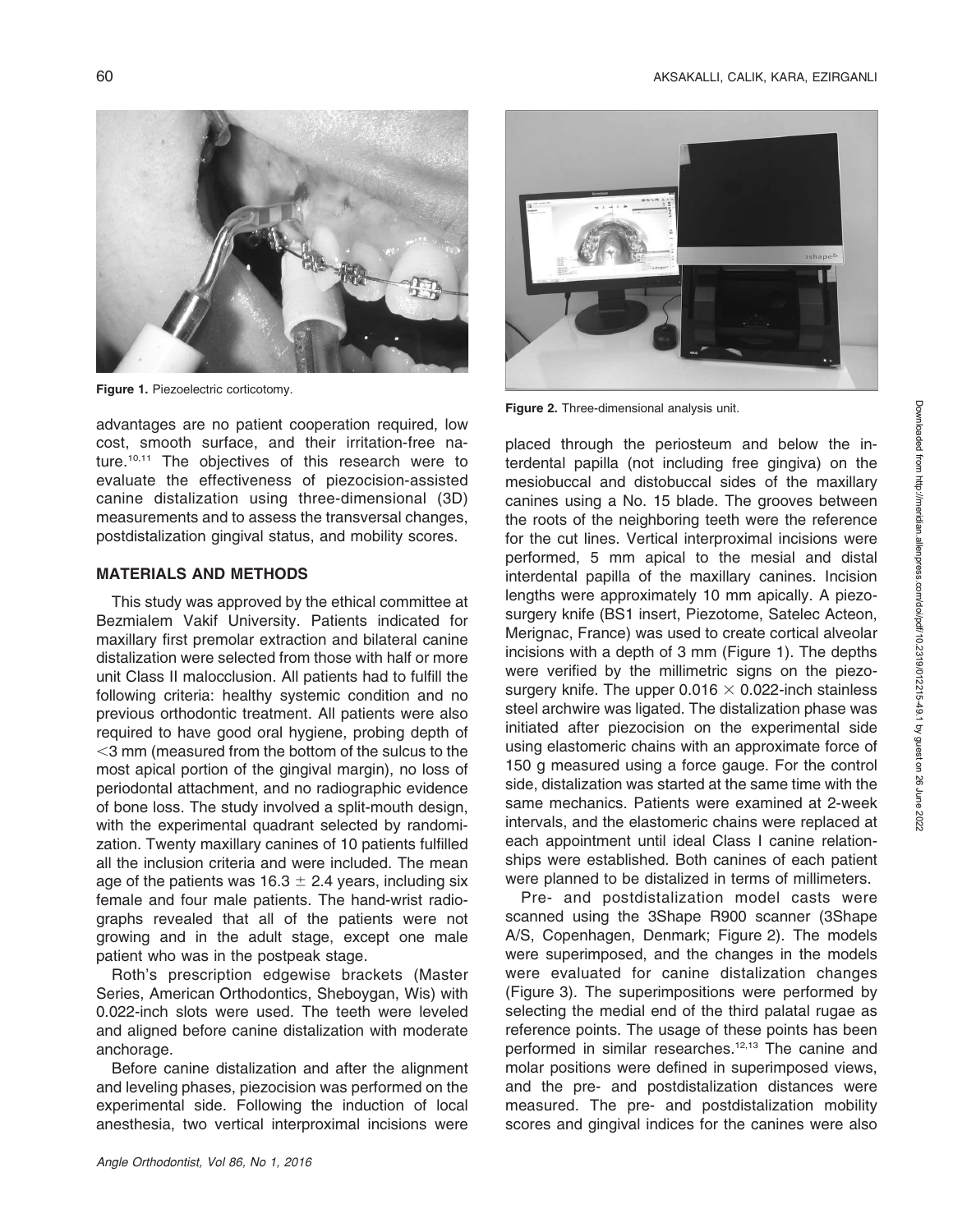Figure 1. Piezoelectric corticotomy.

advantages are no patient cooperation required, low cost, smooth surface, and their irritation-free nature.[10,11] The objectives of this research were to evaluate the effectiveness of piezocision-assisted canine distalization using three-dimensional (3D) measurements and to assess the transversal changes, postdistalization gingival status, and mobility scores.

## MATERIALS AND METHODS

This study was approved by the ethical committee at Bezmialem Vakif University. Patients indicated for maxillary first premolar extraction and bilateral canine distalization were selected from those with half or more unit Class II malocclusion. All patients had to fulfill the following criteria: healthy systemic condition and no previous orthodontic treatment. All patients were also required to have good oral hygiene, probing depth of <3 mm (measured from the bottom of the sulcus to the most apical portion of the gingival margin), no loss of periodontal attachment, and no radiographic evidence of bone loss. The study involved a split-mouth design, with the experimental quadrant selected by randomization. Twenty maxillary canines of 10 patients fulfilled all the inclusion criteria and were included. The mean age of the patients was $16.3 \pm 2.4$ years, including six female and four male patients. The hand-wrist radiographs revealed that all of the patients were not growing and in the adult stage, except one male patient who was in the postpeak stage.

Roth's prescription edgewise brackets (Master Series, American Orthodontics, Sheboygan, Wis) with 0.022-inch slots were used. The teeth were leveled and aligned before canine distalization with moderate anchorage.

Before canine distalization and after the alignment and leveling phases, piezocision was performed on the experimental side. Following the induction of local anesthesia, two vertical interproximal incisions were placed through the periosteum and below the interdental papilla (not including free gingiva) on the mesiobuccal and distobuccal sides of the maxillary canines using a No. 15 blade. The grooves between the roots of the neighboring teeth were the reference for the cut lines. Vertical interproximal incisions were performed, 5 mm apical to the mesial and distal interdental papilla of the maxillary canines. Incision lengths were approximately 10 mm apically. A piezosurgery knife (BS1 insert, Piezotome, Satelec Acteon, Merignac, France) was used to create cortical alveolar incisions with a depth of 3 mm (Figure 1). The depths were verified by the millimetric signs on the piezosurgery knife. The upper $0.016 \times 0.022$-inch stainless steel archwire was ligated. The distalization phase was initiated after piezocision on the experimental side using elastomeric chains with an approximate force of 150 g measured using a force gauge. For the control side, distalization was started at the same time with the same mechanics. Patients were examined at 2-week intervals, and the elastomeric chains were replaced at each appointment until ideal Class I canine relationships were established. Both canines of each patient were planned to be distalized in terms of millimeters.

Figure 2. Three-dimensional analysis unit.

Pre- and postdistalization model casts were scanned using the 3Shape R900 scanner (3Shape A/S, Copenhagen, Denmark; Figure 2). The models were superimposed, and the changes in the models were evaluated for canine distalization changes (Figure 3). The superimpositions were performed by selecting the medial end of the third palatal rugae as reference points. The usage of these points has been performed in similar researches.[12,13] The canine and molar positions were defined in superimposed views, and the pre- and postdistalization distances were measured. The pre- and postdistalization mobility scores and gingival indices for the canines were also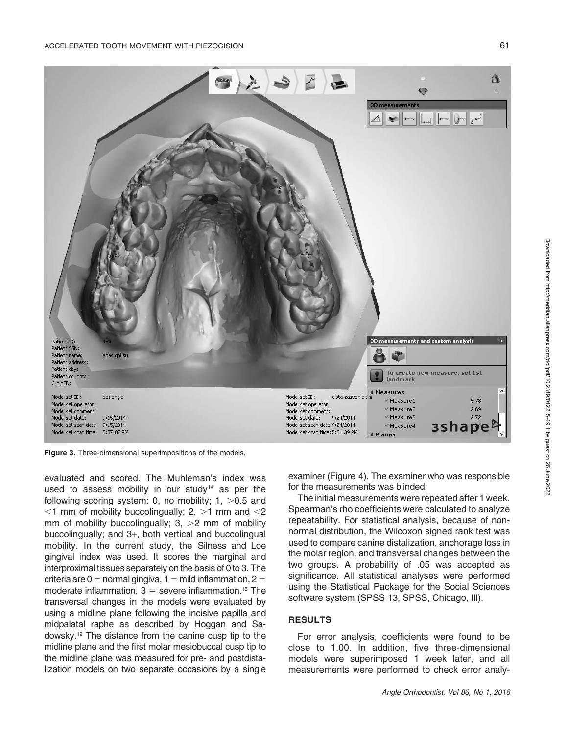Figure 3. Three-dimensional superimpositions of the models.

evaluated and scored. The Muhleman's index was used to assess mobility in our study[14] as per the following scoring system: 0, no mobility; 1, >0.5 and <1 mm of mobility buccolingually; 2, >1 mm and <2 mm of mobility buccolingually; 3, >2 mm of mobility buccolingually; and 3+, both vertical and buccolingual mobility. In the current study, the Silness and Loe gingival index was used. It scores the marginal and interproximal tissues separately on the basis of 0 to 3. The criteria are 0 = normal gingiva, 1 = mild inflammation, 2 = moderate inflammation, 3 = severe inflammation.[15] The transversal changes in the models were evaluated by using a midline plane following the incisive papilla and midpalatal raphe as described by Hoggan and Sadowsky.[12] The distance from the canine cusp tip to the midline plane and the first molar mesiobuccal cusp tip to the midline plane was measured for pre- and postdistalization models on two separate occasions by a single examiner (Figure 4). The examiner who was responsible for the measurements was blinded.

The initial measurements were repeated after 1 week. Spearman's rho coefficients were calculated to analyze repeatability. For statistical analysis, because of non-normal distribution, the Wilcoxon signed rank test was used to compare canine distalization, anchorage loss in the molar region, and transversal changes between the two groups. A probability of .05 was accepted as significance. All statistical analyses were performed using the Statistical Package for the Social Sciences software system (SPSS 13, SPSS, Chicago, Ill).

## RESULTS

For error analysis, coefficients were found to be close to 1.00. In addition, five three-dimensional models were superimposed 1 week later, and all measurements were performed to check error analy-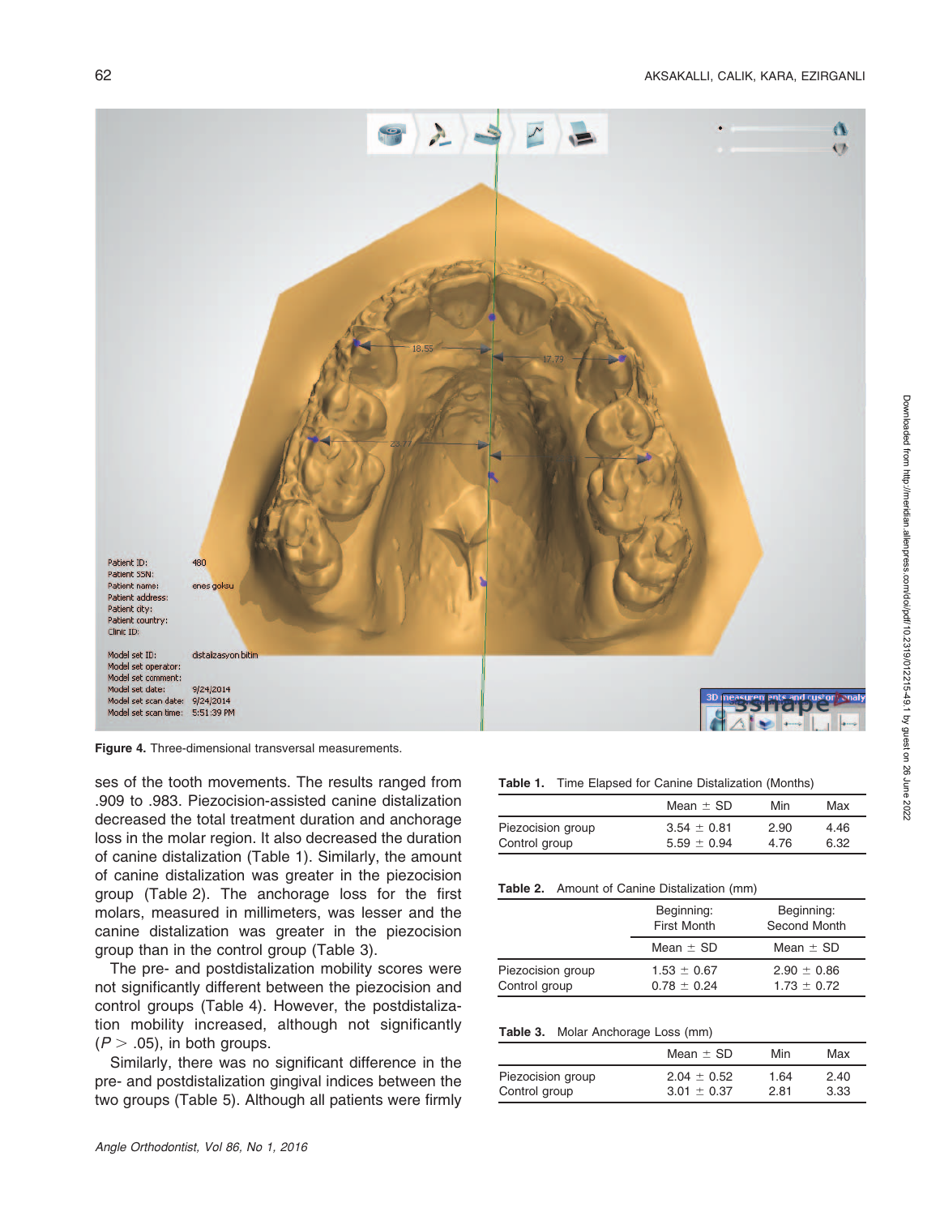Figure 4. Three-dimensional transversal measurements.

ses of the tooth movements. The results ranged from .909 to .983. Piezocision-assisted canine distalization decreased the total treatment duration and anchorage loss in the molar region. It also decreased the duration of canine distalization (Table 1). Similarly, the amount of canine distalization was greater in the piezocision group (Table 2). The anchorage loss for the first molars, measured in millimeters, was lesser and the canine distalization was greater in the piezocision group than in the control group (Table 3).

The pre- and postdistalization mobility scores were not significantly different between the piezocision and control groups (Table 4). However, the postdistalization mobility increased, although not significantly ($P > .05$), in both groups.

Similarly, there was no significant difference in the pre- and postdistalization gingival indices between the two groups (Table 5). Although all patients were firmly

**Table 1.** Time Elapsed for Canine Distalization (Months)

| | Mean ± SD | Min | Max |
|---|---|---|---|
| Piezocision group | 3.54 ± 0.81 | 2.90 | 4.46 |
| Control group | 5.59 ± 0.94 | 4.76 | 6.32 |

**Table 2.** Amount of Canine Distalization (mm)

| | Beginning: First Month | Beginning: Second Month |
|---|---|---|
| | Mean ± SD | Mean ± SD |
| Piezocision group | 1.53 ± 0.67 | 2.90 ± 0.86 |
| Control group | 0.78 ± 0.24 | 1.73 ± 0.72 |

**Table 3.** Molar Anchorage Loss (mm)

| | Mean ± SD | Min | Max |
|---|---|---|---|
| Piezocision group | 2.04 ± 0.52 | 1.64 | 2.40 |
| Control group | 3.01 ± 0.37 | 2.81 | 3.33 |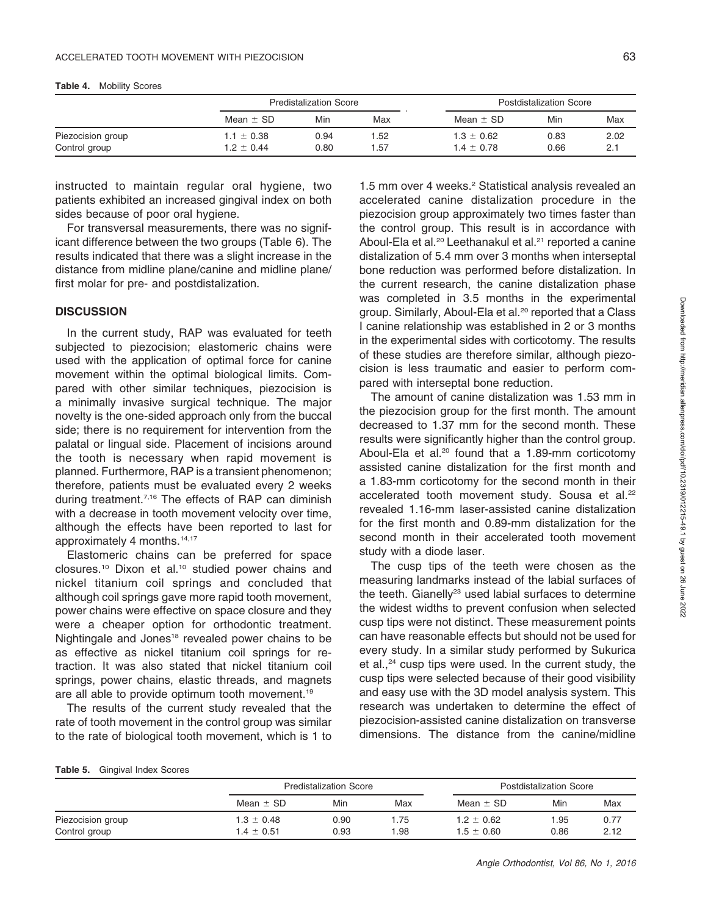**Table 4.** Mobility Scores

| | Predistalization Score | | | Postdistalization Score | | |
|---|---|---|---|---|---|---|
| | Mean ± SD | Min | Max | Mean ± SD | Min | Max |
| Piezocision group | 1.1 ± 0.38 | 0.94 | 1.52 | 1.3 ± 0.62 | 0.83 | 2.02 |
| Control group | 1.2 ± 0.44 | 0.80 | 1.57 | 1.4 ± 0.78 | 0.66 | 2.1 |

instructed to maintain regular oral hygiene, two patients exhibited an increased gingival index on both sides because of poor oral hygiene.

For transversal measurements, there was no significant difference between the two groups (Table 6). The results indicated that there was a slight increase in the distance from midline plane/canine and midline plane/first molar for pre- and postdistalization.

## DISCUSSION

In the current study, RAP was evaluated for teeth subjected to piezocision; elastomeric chains were used with the application of optimal force for canine movement within the optimal biological limits. Compared with other similar techniques, piezocision is a minimally invasive surgical technique. The major novelty is the one-sided approach only from the buccal side; there is no requirement for intervention from the palatal or lingual side. Placement of incisions around the tooth is necessary when rapid movement is planned. Furthermore, RAP is a transient phenomenon; therefore, patients must be evaluated every 2 weeks during treatment.[7,16] The effects of RAP can diminish with a decrease in tooth movement velocity over time, although the effects have been reported to last for approximately 4 months.[14,17]

Elastomeric chains can be preferred for space closures.[10] Dixon et al.[10] studied power chains and nickel titanium coil springs and concluded that although coil springs gave more rapid tooth movement, power chains were effective on space closure and they were a cheaper option for orthodontic treatment. Nightingale and Jones[18] revealed power chains to be as effective as nickel titanium coil springs for retraction. It was also stated that nickel titanium coil springs, power chains, elastic threads, and magnets are all able to provide optimum tooth movement.[19]

The results of the current study revealed that the rate of tooth movement in the control group was similar to the rate of biological tooth movement, which is 1 to 1.5 mm over 4 weeks.[2] Statistical analysis revealed an accelerated canine distalization procedure in the piezocision group approximately two times faster than the control group. This result is in accordance with Aboul-Ela et al.[20] Leethanakul et al.[21] reported a canine distalization of 5.4 mm over 3 months when interseptal bone reduction was performed before distalization. In the current research, the canine distalization phase was completed in 3.5 months in the experimental group. Similarly, Aboul-Ela et al.[20] reported that a Class I canine relationship was established in 2 or 3 months in the experimental sides with corticotomy. The results of these studies are therefore similar, although piezocision is less traumatic and easier to perform compared with interseptal bone reduction.

The amount of canine distalization was 1.53 mm in the piezocision group for the first month. The amount decreased to 1.37 mm for the second month. These results were significantly higher than the control group. Aboul-Ela et al.[20] found that a 1.89-mm corticotomy assisted canine distalization for the first month and a 1.83-mm corticotomy for the second month in their accelerated tooth movement study. Sousa et al.[22] revealed 1.16-mm laser-assisted canine distalization for the first month and 0.89-mm distalization for the second month in their accelerated tooth movement study with a diode laser.

The cusp tips of the teeth were chosen as the measuring landmarks instead of the labial surfaces of the teeth. Gianelly[23] used labial surfaces to determine the widest widths to prevent confusion when selected cusp tips were not distinct. These measurement points can have reasonable effects but should not be used for every study. In a similar study performed by Sukurica et al.,[24] cusp tips were used. In the current study, the cusp tips were selected because of their good visibility and easy use with the 3D model analysis system. This research was undertaken to determine the effect of piezocision-assisted canine distalization on transverse dimensions. The distance from the canine/midline

**Table 5.** Gingival Index Scores

| | Predistalization Score | | | Postdistalization Score | | |
|---|---|---|---|---|---|---|
| | Mean ± SD | Min | Max | Mean ± SD | Min | Max |
| Piezocision group | 1.3 ± 0.48 | 0.90 | 1.75 | 1.2 ± 0.62 | 1.95 | 0.77 |
| Control group | 1.4 ± 0.51 | 0.93 | 1.98 | 1.5 ± 0.60 | 0.86 | 2.12 |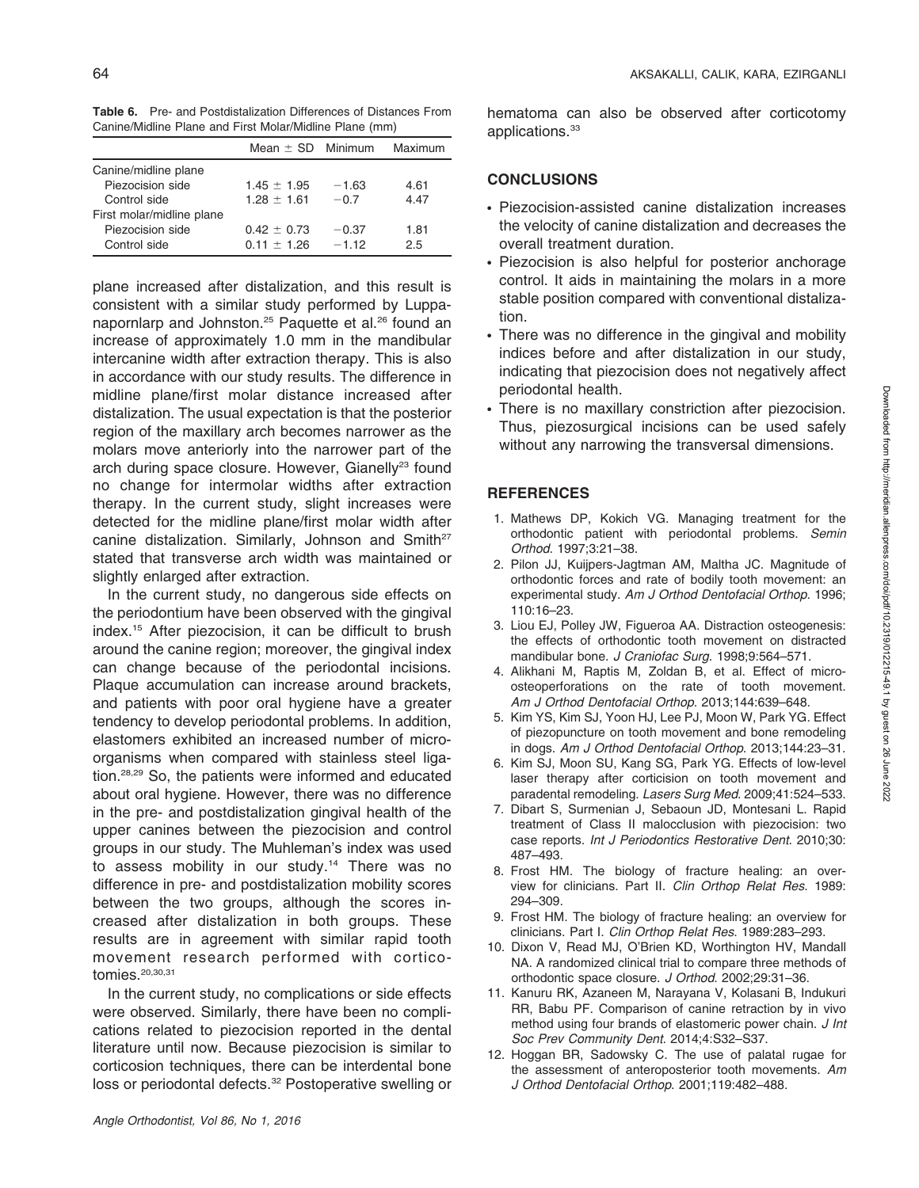**Table 6.** Pre- and Postdistalization Differences of Distances From Canine/Midline Plane and First Molar/Midline Plane (mm)

| | Mean ± SD | Minimum | Maximum |
|---|---|---|---|
| Canine/midline plane | | | |
| Piezocision side | 1.45 ± 1.95 | −1.63 | 4.61 |
| Control side | 1.28 ± 1.61 | −0.7 | 4.47 |
| First molar/midline plane | | | |
| Piezocision side | 0.42 ± 0.73 | −0.37 | 1.81 |
| Control side | 0.11 ± 1.26 | −1.12 | 2.5 |

plane increased after distalization, and this result is consistent with a similar study performed by Luppanapornlarp and Johnston.[25] Paquette et al.[26] found an increase of approximately 1.0 mm in the mandibular intercanine width after extraction therapy. This is also in accordance with our study results. The difference in midline plane/first molar distance increased after distalization. The usual expectation is that the posterior region of the maxillary arch becomes narrower as the molars move anteriorly into the narrower part of the arch during space closure. However, Gianelly[23] found no change for intermolar widths after extraction therapy. In the current study, slight increases were detected for the midline plane/first molar width after canine distalization. Similarly, Johnson and Smith[27] stated that transverse arch width was maintained or slightly enlarged after extraction.

In the current study, no dangerous side effects on the periodontium have been observed with the gingival index.[15] After piezocision, it can be difficult to brush around the canine region; moreover, the gingival index can change because of the periodontal incisions. Plaque accumulation can increase around brackets, and patients with poor oral hygiene have a greater tendency to develop periodontal problems. In addition, elastomers exhibited an increased number of microorganisms when compared with stainless steel ligation.[28,29] So, the patients were informed and educated about oral hygiene. However, there was no difference in the pre- and postdistalization gingival health of the upper canines between the piezocision and control groups in our study. The Muhleman's index was used to assess mobility in our study.[14] There was no difference in pre- and postdistalization mobility scores between the two groups, although the scores increased after distalization in both groups. These results are in agreement with similar rapid tooth movement research performed with corticotomies.[20,30,31]

In the current study, no complications or side effects were observed. Similarly, there have been no complications related to piezocision reported in the dental literature until now. Because piezocision is similar to corticosion techniques, there can be interdental bone loss or periodontal defects.[32] Postoperative swelling or hematoma can also be observed after corticotomy applications.[33]

## CONCLUSIONS

- Piezocision-assisted canine distalization increases the velocity of canine distalization and decreases the overall treatment duration.
- Piezocision is also helpful for posterior anchorage control. It aids in maintaining the molars in a more stable position compared with conventional distalization.
- There was no difference in the gingival and mobility indices before and after distalization in our study, indicating that piezocision does not negatively affect periodontal health.
- There is no maxillary constriction after piezocision. Thus, piezosurgical incisions can be used safely without any narrowing the transversal dimensions.

## REFERENCES

1. Mathews DP, Kokich VG. Managing treatment for the orthodontic patient with periodontal problems. *Semin Orthod*. 1997;3:21–38.
2. Pilon JJ, Kuijpers-Jagtman AM, Maltha JC. Magnitude of orthodontic forces and rate of bodily tooth movement: an experimental study. *Am J Orthod Dentofacial Orthop*. 1996;110:16–23.
3. Liou EJ, Polley JW, Figueroa AA. Distraction osteogenesis: the effects of orthodontic tooth movement on distracted mandibular bone. *J Craniofac Surg*. 1998;9:564–571.
4. Alikhani M, Raptis M, Zoldan B, et al. Effect of micro-osteoperforations on the rate of tooth movement. *Am J Orthod Dentofacial Orthop*. 2013;144:639–648.
5. Kim YS, Kim SJ, Yoon HJ, Lee PJ, Moon W, Park YG. Effect of piezopuncture on tooth movement and bone remodeling in dogs. *Am J Orthod Dentofacial Orthop*. 2013;144:23–31.
6. Kim SJ, Moon SU, Kang SG, Park YG. Effects of low-level laser therapy after corticision on tooth movement and paradental remodeling. *Lasers Surg Med*. 2009;41:524–533.
7. Dibart S, Surmenian J, Sebaoun JD, Montesani L. Rapid treatment of Class II malocclusion with piezocision: two case reports. *Int J Periodontics Restorative Dent*. 2010;30:487–493.
8. Frost HM. The biology of fracture healing: an overview for clinicians. Part II. *Clin Orthop Relat Res*. 1989:294–309.
9. Frost HM. The biology of fracture healing: an overview for clinicians. Part I. *Clin Orthop Relat Res*. 1989:283–293.
10. Dixon V, Read MJ, O'Brien KD, Worthington HV, Mandall NA. A randomized clinical trial to compare three methods of orthodontic space closure. *J Orthod*. 2002;29:31–36.
11. Kanuru RK, Azaneen M, Narayana V, Kolasani B, Indukuri RR, Babu PF. Comparison of canine retraction by in vivo method using four brands of elastomeric power chain. *J Int Soc Prev Community Dent*. 2014;4:S32–S37.
12. Hoggan BR, Sadowsky C. The use of palatal rugae for the assessment of anteroposterior tooth movements. *Am J Orthod Dentofacial Orthop*. 2001;119:482–488.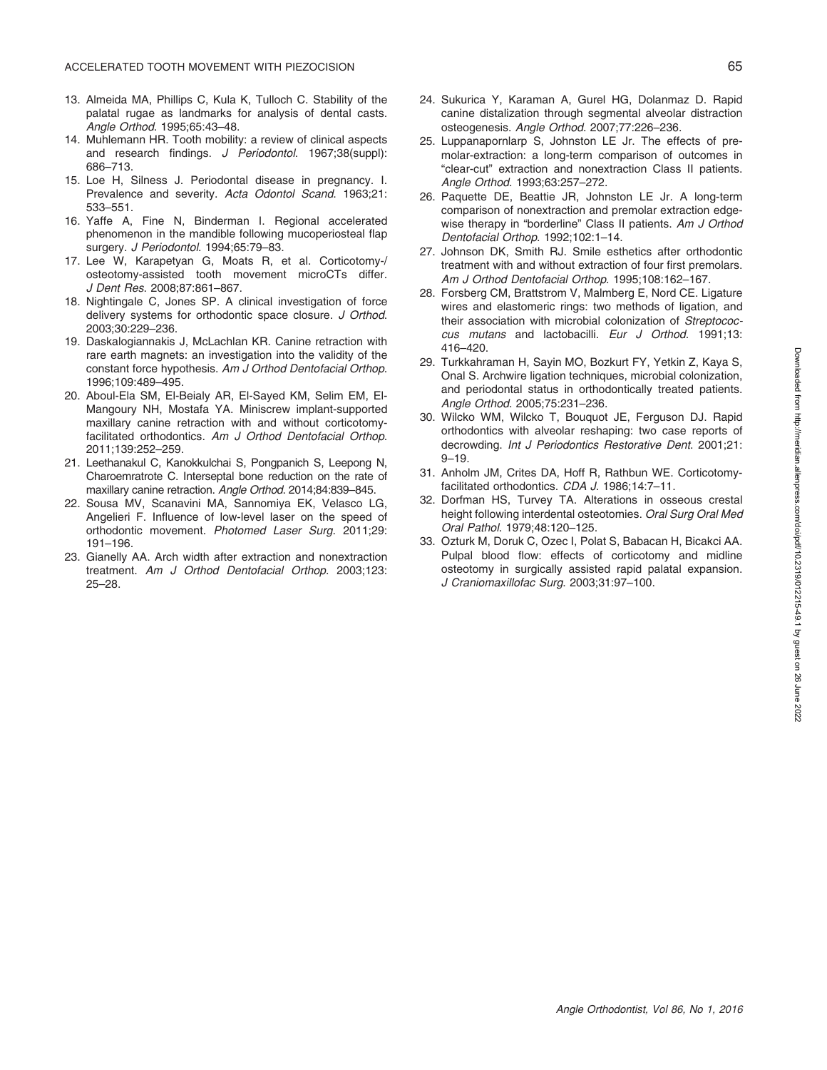13. Almeida MA, Phillips C, Kula K, Tulloch C. Stability of the palatal rugae as landmarks for analysis of dental casts. *Angle Orthod*. 1995;65:43–48.
14. Muhlemann HR. Tooth mobility: a review of clinical aspects and research findings. *J Periodontol*. 1967;38(suppl): 686–713.
15. Loe H, Silness J. Periodontal disease in pregnancy. I. Prevalence and severity. *Acta Odontol Scand*. 1963;21: 533–551.
16. Yaffe A, Fine N, Binderman I. Regional accelerated phenomenon in the mandible following mucoperiosteal flap surgery. *J Periodontol*. 1994;65:79–83.
17. Lee W, Karapetyan G, Moats R, et al. Corticotomy-/osteotomy-assisted tooth movement microCTs differ. *J Dent Res*. 2008;87:861–867.
18. Nightingale C, Jones SP. A clinical investigation of force delivery systems for orthodontic space closure. *J Orthod*. 2003;30:229–236.
19. Daskalogiannakis J, McLachlan KR. Canine retraction with rare earth magnets: an investigation into the validity of the constant force hypothesis. *Am J Orthod Dentofacial Orthop*. 1996;109:489–495.
20. Aboul-Ela SM, El-Beialy AR, El-Sayed KM, Selim EM, El-Mangoury NH, Mostafa YA. Miniscrew implant-supported maxillary canine retraction with and without corticotomy-facilitated orthodontics. *Am J Orthod Dentofacial Orthop*. 2011;139:252–259.
21. Leethanakul C, Kanokkulchai S, Pongpanich S, Leepong N, Charoemratrote C. Interseptal bone reduction on the rate of maxillary canine retraction. *Angle Orthod*. 2014;84:839–845.
22. Sousa MV, Scanavini MA, Sannomiya EK, Velasco LG, Angelieri F. Influence of low-level laser on the speed of orthodontic movement. *Photomed Laser Surg*. 2011;29: 191–196.
23. Gianelly AA. Arch width after extraction and nonextraction treatment. *Am J Orthod Dentofacial Orthop*. 2003;123: 25–28.
24. Sukurica Y, Karaman A, Gurel HG, Dolanmaz D. Rapid canine distalization through segmental alveolar distraction osteogenesis. *Angle Orthod*. 2007;77:226–236.
25. Luppanapornlarp S, Johnston LE Jr. The effects of premolar-extraction: a long-term comparison of outcomes in "clear-cut" extraction and nonextraction Class II patients. *Angle Orthod*. 1993;63:257–272.
26. Paquette DE, Beattie JR, Johnston LE Jr. A long-term comparison of nonextraction and premolar extraction edgewise therapy in "borderline" Class II patients. *Am J Orthod Dentofacial Orthop*. 1992;102:1–14.
27. Johnson DK, Smith RJ. Smile esthetics after orthodontic treatment with and without extraction of four first premolars. *Am J Orthod Dentofacial Orthop*. 1995;108:162–167.
28. Forsberg CM, Brattstrom V, Malmberg E, Nord CE. Ligature wires and elastomeric rings: two methods of ligation, and their association with microbial colonization of *Streptococcus mutans* and lactobacilli. *Eur J Orthod*. 1991;13: 416–420.
29. Turkkahraman H, Sayin MO, Bozkurt FY, Yetkin Z, Kaya S, Onal S. Archwire ligation techniques, microbial colonization, and periodontal status in orthodontically treated patients. *Angle Orthod*. 2005;75:231–236.
30. Wilcko WM, Wilcko T, Bouquot JE, Ferguson DJ. Rapid orthodontics with alveolar reshaping: two case reports of decrowding. *Int J Periodontics Restorative Dent*. 2001;21: 9–19.
31. Anholm JM, Crites DA, Hoff R, Rathbun WE. Corticotomy-facilitated orthodontics. *CDA J*. 1986;14:7–11.
32. Dorfman HS, Turvey TA. Alterations in osseous crestal height following interdental osteotomies. *Oral Surg Oral Med Oral Pathol*. 1979;48:120–125.
33. Ozturk M, Doruk C, Ozec I, Polat S, Babacan H, Bicakci AA. Pulpal blood flow: effects of corticotomy and midline osteotomy in surgically assisted rapid palatal expansion. *J Craniomaxillofac Surg*. 2003;31:97–100.